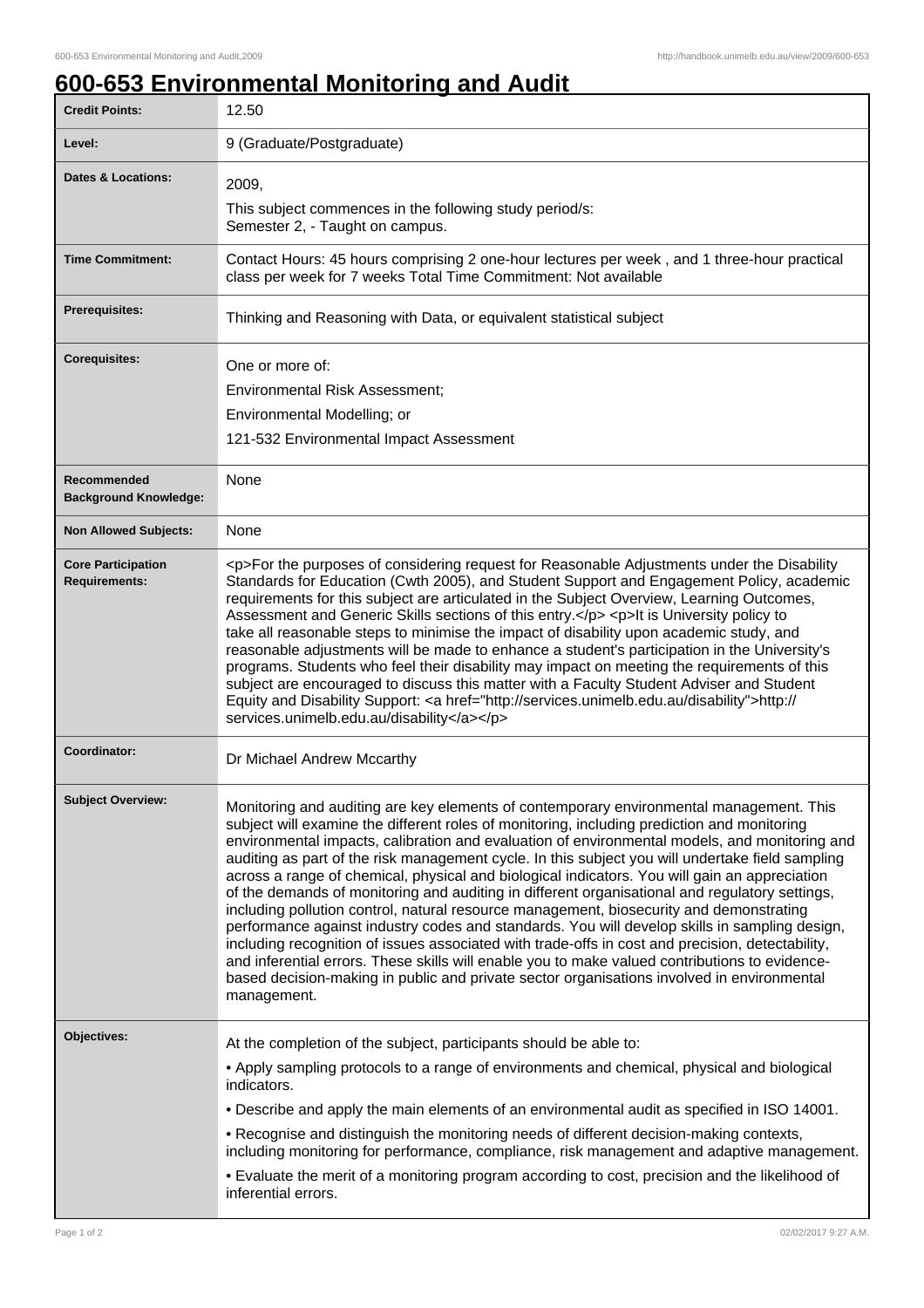# 600-653 Environmental Monitoring and Audit

| Credit Points: | 12.50 |
|---|---|
| Level: | 9 (Graduate/Postgraduate) |
| Dates & Locations: | 2009,<br>This subject commences in the following study period/s:<br>Semester 2, - Taught on campus. |
| Time Commitment: | Contact Hours: 45 hours comprising 2 one-hour lectures per week , and 1 three-hour practical class per week for 7 weeks Total Time Commitment: Not available |
| Prerequisites: | Thinking and Reasoning with Data, or equivalent statistical subject |
| Corequisites: | One or more of:<br>Environmental Risk Assessment;<br>Environmental Modelling; or<br>121-532 Environmental Impact Assessment |
| Recommended Background Knowledge: | None |
| Non Allowed Subjects: | None |
| Core Participation Requirements: | <p>For the purposes of considering request for Reasonable Adjustments under the Disability Standards for Education (Cwth 2005), and Student Support and Engagement Policy, academic requirements for this subject are articulated in the Subject Overview, Learning Outcomes, Assessment and Generic Skills sections of this entry.</p> <p>It is University policy to take all reasonable steps to minimise the impact of disability upon academic study, and reasonable adjustments will be made to enhance a student's participation in the University's programs. Students who feel their disability may impact on meeting the requirements of this subject are encouraged to discuss this matter with a Faculty Student Adviser and Student Equity and Disability Support: <a href="http://services.unimelb.edu.au/disability">http://services.unimelb.edu.au/disability</a></p> |
| Coordinator: | Dr Michael Andrew Mccarthy |
| Subject Overview: | Monitoring and auditing are key elements of contemporary environmental management. This subject will examine the different roles of monitoring, including prediction and monitoring environmental impacts, calibration and evaluation of environmental models, and monitoring and auditing as part of the risk management cycle. In this subject you will undertake field sampling across a range of chemical, physical and biological indicators. You will gain an appreciation of the demands of monitoring and auditing in different organisational and regulatory settings, including pollution control, natural resource management, biosecurity and demonstrating performance against industry codes and standards. You will develop skills in sampling design, including recognition of issues associated with trade-offs in cost and precision, detectability, and inferential errors. These skills will enable you to make valued contributions to evidence-based decision-making in public and private sector organisations involved in environmental management. |
| Objectives: | At the completion of the subject, participants should be able to:<br>• Apply sampling protocols to a range of environments and chemical, physical and biological indicators.<br>• Describe and apply the main elements of an environmental audit as specified in ISO 14001.<br>• Recognise and distinguish the monitoring needs of different decision-making contexts, including monitoring for performance, compliance, risk management and adaptive management.<br>• Evaluate the merit of a monitoring program according to cost, precision and the likelihood of inferential errors. |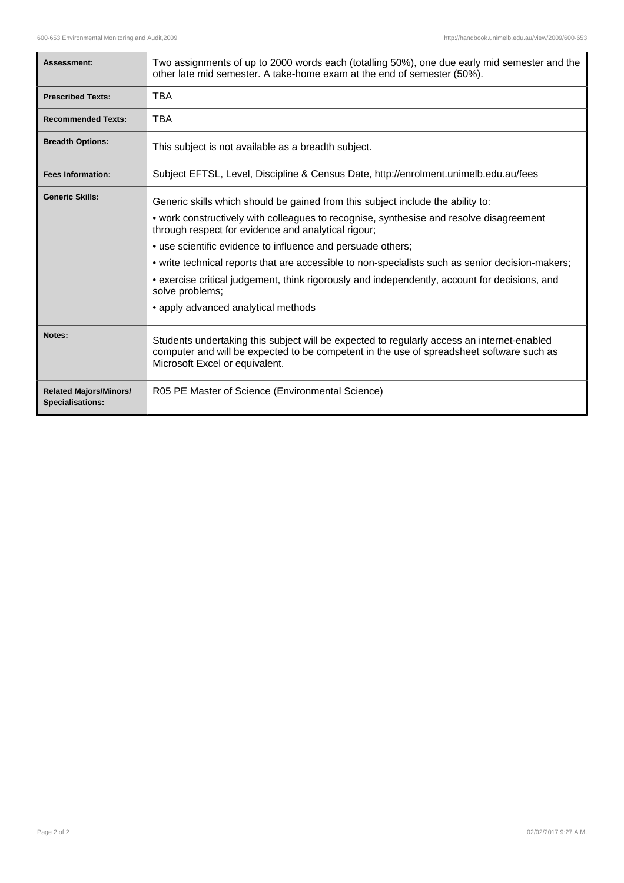| | |
|---|---|
| **Assessment:** | Two assignments of up to 2000 words each (totalling 50%), one due early mid semester and the other late mid semester. A take-home exam at the end of semester (50%). |
| **Prescribed Texts:** | TBA |
| **Recommended Texts:** | TBA |
| **Breadth Options:** | This subject is not available as a breadth subject. |
| **Fees Information:** | Subject EFTSL, Level, Discipline & Census Date, http://enrolment.unimelb.edu.au/fees |
| **Generic Skills:** | Generic skills which should be gained from this subject include the ability to:<br>• work constructively with colleagues to recognise, synthesise and resolve disagreement through respect for evidence and analytical rigour;<br>• use scientific evidence to influence and persuade others;<br>• write technical reports that are accessible to non-specialists such as senior decision-makers;<br>• exercise critical judgement, think rigorously and independently, account for decisions, and solve problems;<br>• apply advanced analytical methods |
| **Notes:** | Students undertaking this subject will be expected to regularly access an internet-enabled computer and will be expected to be competent in the use of spreadsheet software such as Microsoft Excel or equivalent. |
| **Related Majors/Minors/ Specialisations:** | R05 PE Master of Science (Environmental Science) |